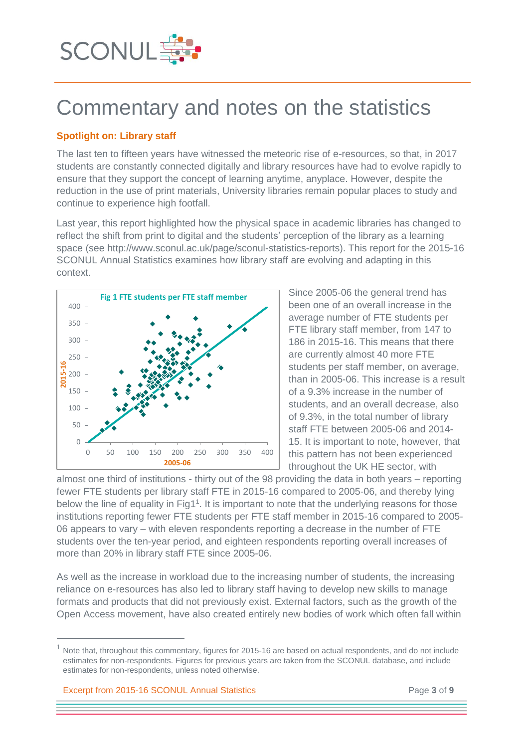# Commentary and notes on the statistics

## Spotlight on: Library staff

The last ten to fifteen years have witnessed the meteoric rise of e-resources, so that, in 2017 students are constantly connected digitally and library resources have had to evolve rapidly to ensure that they support the concept of learning anytime, anyplace. However, despite the reduction in the use of print materials, University libraries remain popular places to study and continue to experience high footfall.

Last year, this report highlighted how the physical space in academic libraries has changed to reflect the shift from print to digital and the students' perception of the library as a learning space (see http://www.sconul.ac.uk/page/sconul-statistics-reports). This report for the 2015-16 SCONUL Annual Statistics examines how library staff are evolving and adapting in this context.

Fig 1 FTE students per FTE staff member

Since 2005-06 the general trend has been one of an overall increase in the average number of FTE students per FTE library staff member, from 147 to 186 in 2015-16. This means that there are currently almost 40 more FTE students per staff member, on average, than in 2005-06. This increase is a result of a 9.3% increase in the number of students, and an overall decrease, also of 9.3%, in the total number of library staff FTE between 2005-06 and 2014-15. It is important to note, however, that this pattern has not been experienced throughout the UK HE sector, with almost one third of institutions - thirty out of the 98 providing the data in both years – reporting fewer FTE students per library staff FTE in 2015-16 compared to 2005-06, and thereby lying below the line of equality in Fig1[1]. It is important to note that the underlying reasons for those institutions reporting fewer FTE students per FTE staff member in 2015-16 compared to 2005-06 appears to vary – with eleven respondents reporting a decrease in the number of FTE students over the ten-year period, and eighteen respondents reporting overall increases of more than 20% in library staff FTE since 2005-06.

As well as the increase in workload due to the increasing number of students, the increasing reliance on e-resources has also led to library staff having to develop new skills to manage formats and products that did not previously exist. External factors, such as the growth of the Open Access movement, have also created entirely new bodies of work which often fall within

[1] Note that, throughout this commentary, figures for 2015-16 are based on actual respondents, and do not include estimates for non-respondents. Figures for previous years are taken from the SCONUL database, and include estimates for non-respondents, unless noted otherwise.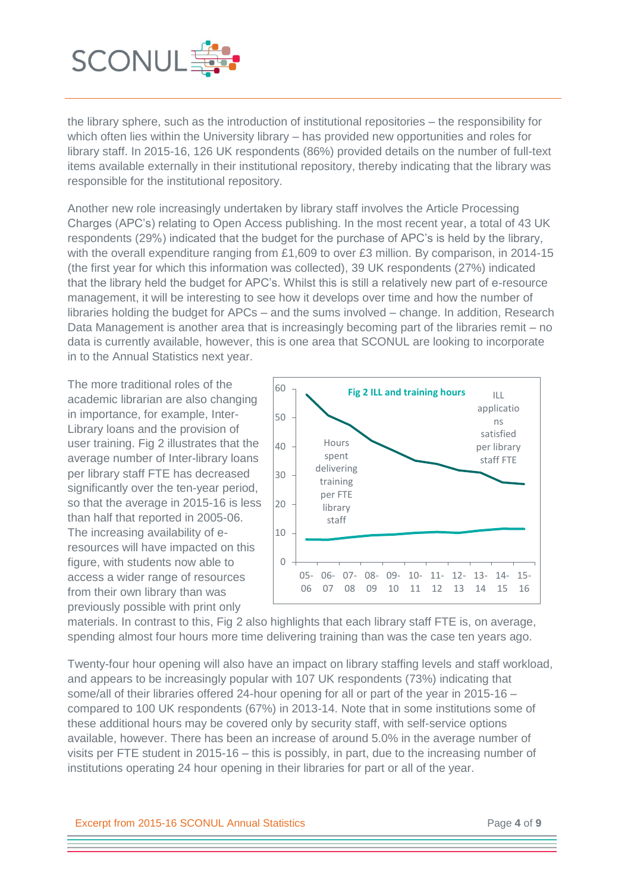the library sphere, such as the introduction of institutional repositories – the responsibility for which often lies within the University library – has provided new opportunities and roles for library staff. In 2015-16, 126 UK respondents (86%) provided details on the number of full-text items available externally in their institutional repository, thereby indicating that the library was responsible for the institutional repository.

Another new role increasingly undertaken by library staff involves the Article Processing Charges (APC's) relating to Open Access publishing. In the most recent year, a total of 43 UK respondents (29%) indicated that the budget for the purchase of APC's is held by the library, with the overall expenditure ranging from £1,609 to over £3 million. By comparison, in 2014-15 (the first year for which this information was collected), 39 UK respondents (27%) indicated that the library held the budget for APC's. Whilst this is still a relatively new part of e-resource management, it will be interesting to see how it develops over time and how the number of libraries holding the budget for APCs – and the sums involved – change. In addition, Research Data Management is another area that is increasingly becoming part of the libraries remit – no data is currently available, however, this is one area that SCONUL are looking to incorporate in to the Annual Statistics next year.

The more traditional roles of the academic librarian are also changing in importance, for example, Inter-Library loans and the provision of user training. Fig 2 illustrates that the average number of Inter-library loans per library staff FTE has decreased significantly over the ten-year period, so that the average in 2015-16 is less than half that reported in 2005-06. The increasing availability of e-resources will have impacted on this figure, with students now able to access a wider range of resources from their own library than was previously possible with print only materials. In contrast to this, Fig 2 also highlights that each library staff FTE is, on average, spending almost four hours more time delivering training than was the case ten years ago.

**Fig 2 ILL and training hours**

Series: ILL applications satisfied per library staff FTE; Hours spent delivering training per FTE library staff. Years: 05-06, 06-07, 07-08, 08-09, 09-10, 10-11, 11-12, 12-13, 13-14, 14-15, 15-16.

Twenty-four hour opening will also have an impact on library staffing levels and staff workload, and appears to be increasingly popular with 107 UK respondents (73%) indicating that some/all of their libraries offered 24-hour opening for all or part of the year in 2015-16 – compared to 100 UK respondents (67%) in 2013-14. Note that in some institutions some of these additional hours may be covered only by security staff, with self-service options available, however. There has been an increase of around 5.0% in the average number of visits per FTE student in 2015-16 – this is possibly, in part, due to the increasing number of institutions operating 24 hour opening in their libraries for part or all of the year.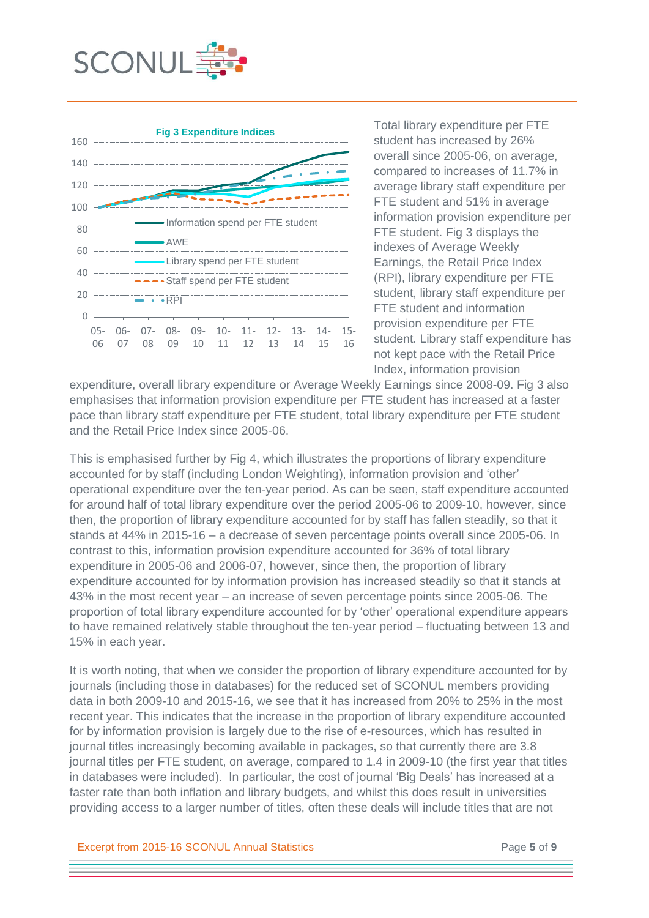Total library expenditure per FTE student has increased by 26% overall since 2005-06, on average, compared to increases of 11.7% in average library staff expenditure per FTE student and 51% in average information provision expenditure per FTE student. Fig 3 displays the indexes of Average Weekly Earnings, the Retail Price Index (RPI), library expenditure per FTE student, library staff expenditure per FTE student and information provision expenditure per FTE student. Library staff expenditure has not kept pace with the Retail Price Index, information provision expenditure, overall library expenditure or Average Weekly Earnings since 2008-09. Fig 3 also emphasises that information provision expenditure per FTE student has increased at a faster pace than library staff expenditure per FTE student, total library expenditure per FTE student and the Retail Price Index since 2005-06.

This is emphasised further by Fig 4, which illustrates the proportions of library expenditure accounted for by staff (including London Weighting), information provision and 'other' operational expenditure over the ten-year period. As can be seen, staff expenditure accounted for around half of total library expenditure over the period 2005-06 to 2009-10, however, since then, the proportion of library expenditure accounted for by staff has fallen steadily, so that it stands at 44% in 2015-16 – a decrease of seven percentage points overall since 2005-06. In contrast to this, information provision expenditure accounted for 36% of total library expenditure in 2005-06 and 2006-07, however, since then, the proportion of library expenditure accounted for by information provision has increased steadily so that it stands at 43% in the most recent year – an increase of seven percentage points since 2005-06. The proportion of total library expenditure accounted for by 'other' operational expenditure appears to have remained relatively stable throughout the ten-year period – fluctuating between 13 and 15% in each year.

It is worth noting, that when we consider the proportion of library expenditure accounted for by journals (including those in databases) for the reduced set of SCONUL members providing data in both 2009-10 and 2015-16, we see that it has increased from 20% to 25% in the most recent year. This indicates that the increase in the proportion of library expenditure accounted for by information provision is largely due to the rise of e-resources, which has resulted in journal titles increasingly becoming available in packages, so that currently there are 3.8 journal titles per FTE student, on average, compared to 1.4 in 2009-10 (the first year that titles in databases were included). In particular, the cost of journal 'Big Deals' has increased at a faster rate than both inflation and library budgets, and whilst this does result in universities providing access to a larger number of titles, often these deals will include titles that are not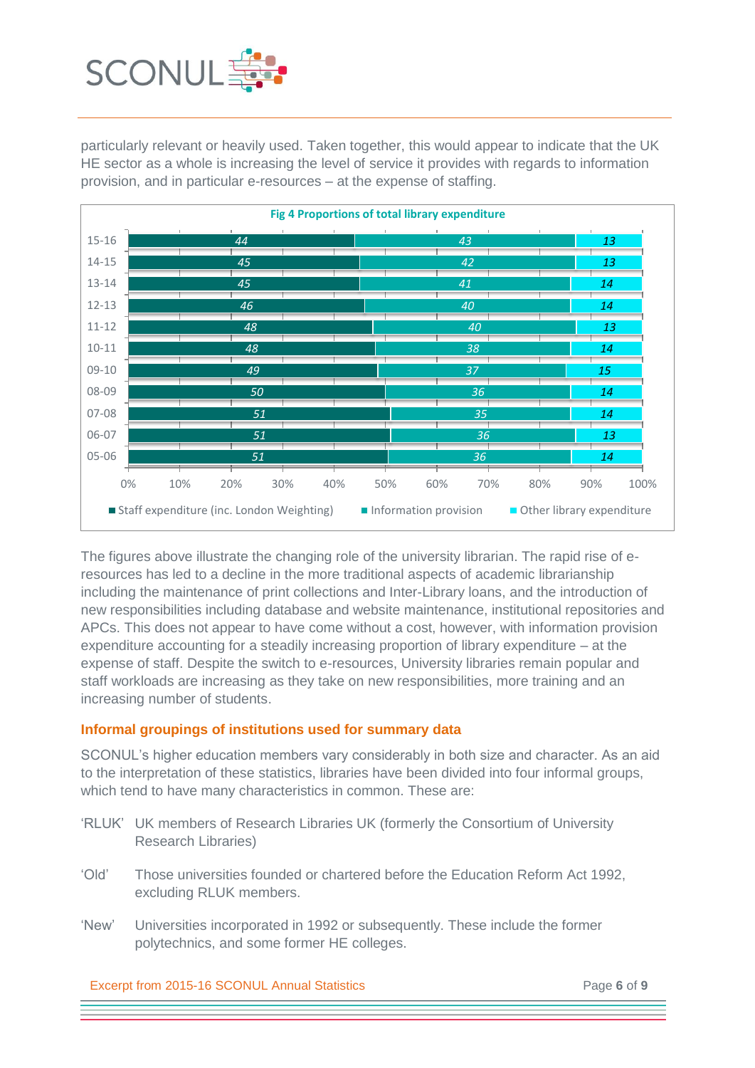particularly relevant or heavily used. Taken together, this would appear to indicate that the UK HE sector as a whole is increasing the level of service it provides with regards to information provision, and in particular e-resources – at the expense of staffing.

**Fig 4 Proportions of total library expenditure**

| Year | Staff expenditure (inc. London Weighting) | Information provision | Other library expenditure |
|---|---|---|---|
| 15-16 | 44 | 43 | 13 |
| 14-15 | 45 | 42 | 13 |
| 13-14 | 45 | 41 | 14 |
| 12-13 | 46 | 40 | 14 |
| 11-12 | 48 | 40 | 13 |
| 10-11 | 48 | 38 | 14 |
| 09-10 | 49 | 37 | 15 |
| 08-09 | 50 | 36 | 14 |
| 07-08 | 51 | 35 | 14 |
| 06-07 | 51 | 36 | 13 |
| 05-06 | 51 | 36 | 14 |

The figures above illustrate the changing role of the university librarian. The rapid rise of e-resources has led to a decline in the more traditional aspects of academic librarianship including the maintenance of print collections and Inter-Library loans, and the introduction of new responsibilities including database and website maintenance, institutional repositories and APCs. This does not appear to have come without a cost, however, with information provision expenditure accounting for a steadily increasing proportion of library expenditure – at the expense of staff. Despite the switch to e-resources, University libraries remain popular and staff workloads are increasing as they take on new responsibilities, more training and an increasing number of students.

### Informal groupings of institutions used for summary data

SCONUL's higher education members vary considerably in both size and character. As an aid to the interpretation of these statistics, libraries have been divided into four informal groups, which tend to have many characteristics in common. These are:

'RLUK' UK members of Research Libraries UK (formerly the Consortium of University Research Libraries)

'Old' Those universities founded or chartered before the Education Reform Act 1992, excluding RLUK members.

'New' Universities incorporated in 1992 or subsequently. These include the former polytechnics, and some former HE colleges.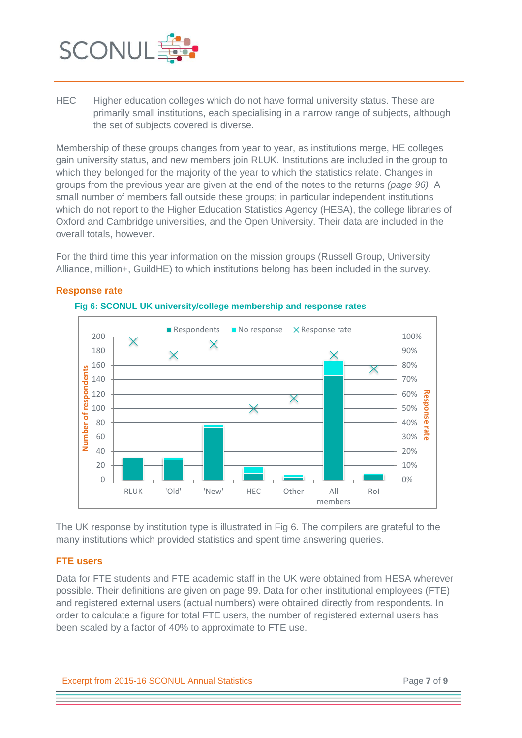HEC Higher education colleges which do not have formal university status. These are primarily small institutions, each specialising in a narrow range of subjects, although the set of subjects covered is diverse.

Membership of these groups changes from year to year, as institutions merge, HE colleges gain university status, and new members join RLUK. Institutions are included in the group to which they belonged for the majority of the year to which the statistics relate. Changes in groups from the previous year are given at the end of the notes to the returns *(page 96)*. A small number of members fall outside these groups; in particular independent institutions which do not report to the Higher Education Statistics Agency (HESA), the college libraries of Oxford and Cambridge universities, and the Open University. Their data are included in the overall totals, however.

For the third time this year information on the mission groups (Russell Group, University Alliance, million+, GuildHE) to which institutions belong has been included in the survey.

## Response rate

**Fig 6: SCONUL UK university/college membership and response rates**

The UK response by institution type is illustrated in Fig 6. The compilers are grateful to the many institutions which provided statistics and spent time answering queries.

## FTE users

Data for FTE students and FTE academic staff in the UK were obtained from HESA wherever possible. Their definitions are given on page 99. Data for other institutional employees (FTE) and registered external users (actual numbers) were obtained directly from respondents. In order to calculate a figure for total FTE users, the number of registered external users has been scaled by a factor of 40% to approximate to FTE use.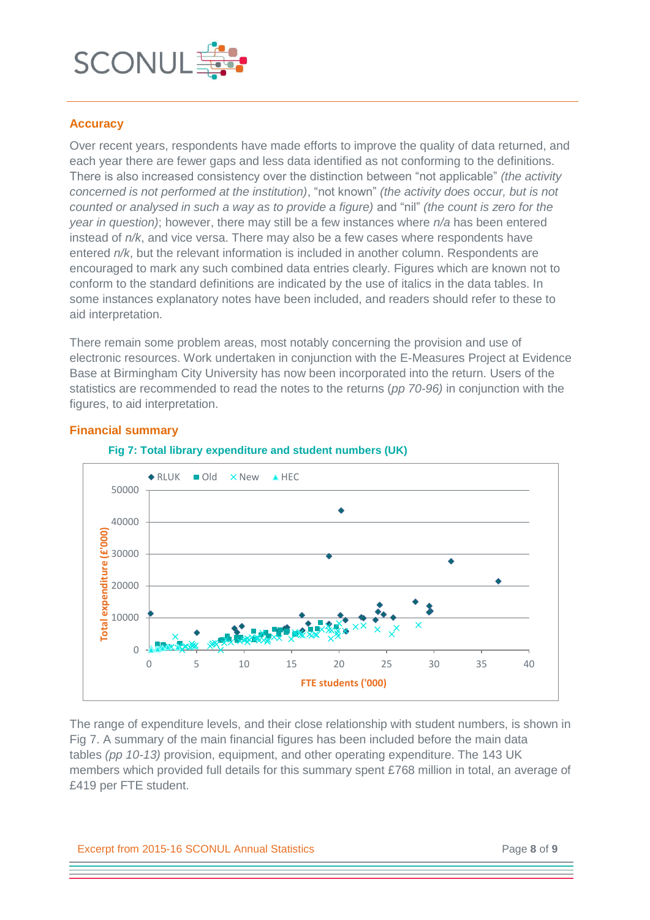## Accuracy

Over recent years, respondents have made efforts to improve the quality of data returned, and each year there are fewer gaps and less data identified as not conforming to the definitions. There is also increased consistency over the distinction between "not applicable" *(the activity concerned is not performed at the institution)*, "not known" *(the activity does occur, but is not counted or analysed in such a way as to provide a figure)* and "nil" *(the count is zero for the year in question)*; however, there may still be a few instances where *n/a* has been entered instead of *n/k*, and vice versa. There may also be a few cases where respondents have entered *n/k*, but the relevant information is included in another column. Respondents are encouraged to mark any such combined data entries clearly. Figures which are known not to conform to the standard definitions are indicated by the use of italics in the data tables. In some instances explanatory notes have been included, and readers should refer to these to aid interpretation.

There remain some problem areas, most notably concerning the provision and use of electronic resources. Work undertaken in conjunction with the E-Measures Project at Evidence Base at Birmingham City University has now been incorporated into the return. Users of the statistics are recommended to read the notes to the returns (*pp 70-96)* in conjunction with the figures, to aid interpretation.

## Financial summary

### Fig 7: Total library expenditure and student numbers (UK)

The range of expenditure levels, and their close relationship with student numbers, is shown in Fig 7. A summary of the main financial figures has been included before the main data tables *(pp 10-13)* provision, equipment, and other operating expenditure. The 143 UK members which provided full details for this summary spent £768 million in total, an average of £419 per FTE student.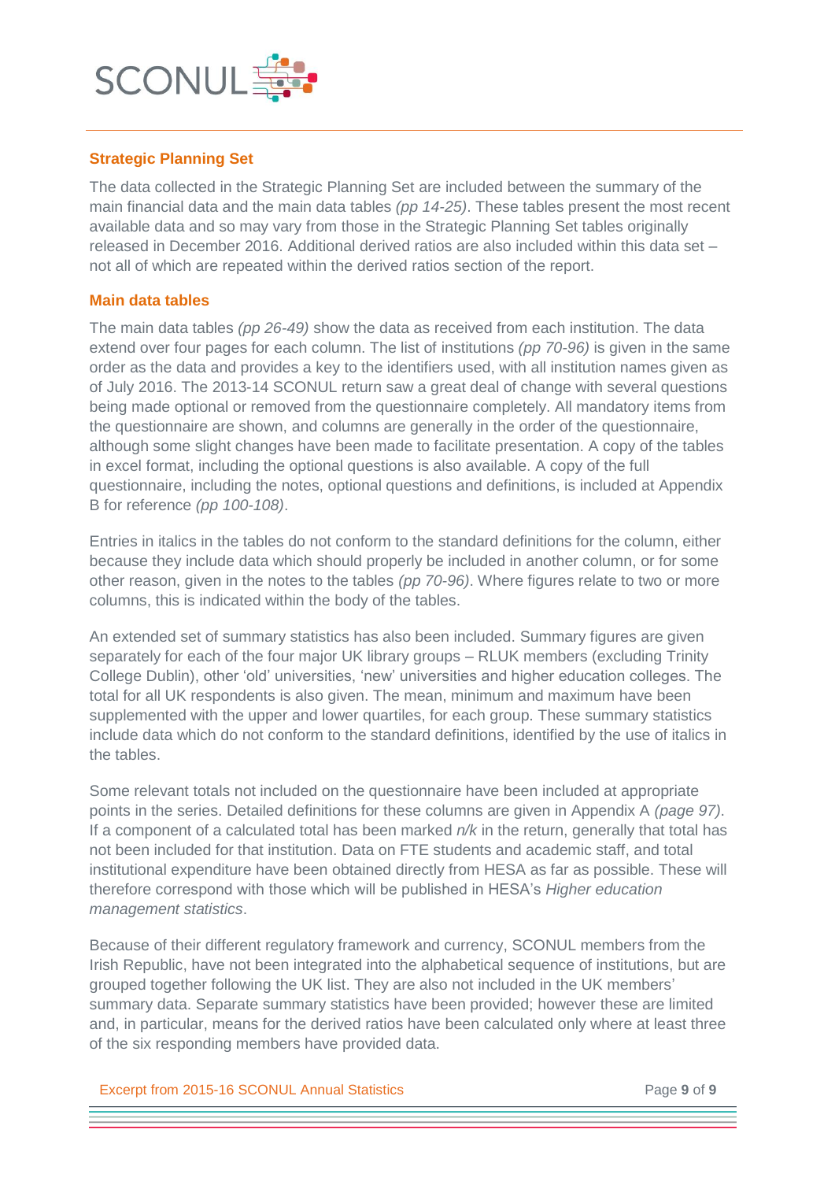## Strategic Planning Set

The data collected in the Strategic Planning Set are included between the summary of the main financial data and the main data tables *(pp 14-25)*. These tables present the most recent available data and so may vary from those in the Strategic Planning Set tables originally released in December 2016. Additional derived ratios are also included within this data set – not all of which are repeated within the derived ratios section of the report.

## Main data tables

The main data tables *(pp 26-49)* show the data as received from each institution. The data extend over four pages for each column. The list of institutions *(pp 70-96)* is given in the same order as the data and provides a key to the identifiers used, with all institution names given as of July 2016. The 2013-14 SCONUL return saw a great deal of change with several questions being made optional or removed from the questionnaire completely. All mandatory items from the questionnaire are shown, and columns are generally in the order of the questionnaire, although some slight changes have been made to facilitate presentation. A copy of the tables in excel format, including the optional questions is also available. A copy of the full questionnaire, including the notes, optional questions and definitions, is included at Appendix B for reference *(pp 100-108)*.

Entries in italics in the tables do not conform to the standard definitions for the column, either because they include data which should properly be included in another column, or for some other reason, given in the notes to the tables *(pp 70-96)*. Where figures relate to two or more columns, this is indicated within the body of the tables.

An extended set of summary statistics has also been included. Summary figures are given separately for each of the four major UK library groups – RLUK members (excluding Trinity College Dublin), other 'old' universities, 'new' universities and higher education colleges. The total for all UK respondents is also given. The mean, minimum and maximum have been supplemented with the upper and lower quartiles, for each group. These summary statistics include data which do not conform to the standard definitions, identified by the use of italics in the tables.

Some relevant totals not included on the questionnaire have been included at appropriate points in the series. Detailed definitions for these columns are given in Appendix A *(page 97)*. If a component of a calculated total has been marked *n/k* in the return, generally that total has not been included for that institution. Data on FTE students and academic staff, and total institutional expenditure have been obtained directly from HESA as far as possible. These will therefore correspond with those which will be published in HESA's *Higher education management statistics*.

Because of their different regulatory framework and currency, SCONUL members from the Irish Republic, have not been integrated into the alphabetical sequence of institutions, but are grouped together following the UK list. They are also not included in the UK members' summary data. Separate summary statistics have been provided; however these are limited and, in particular, means for the derived ratios have been calculated only where at least three of the six responding members have provided data.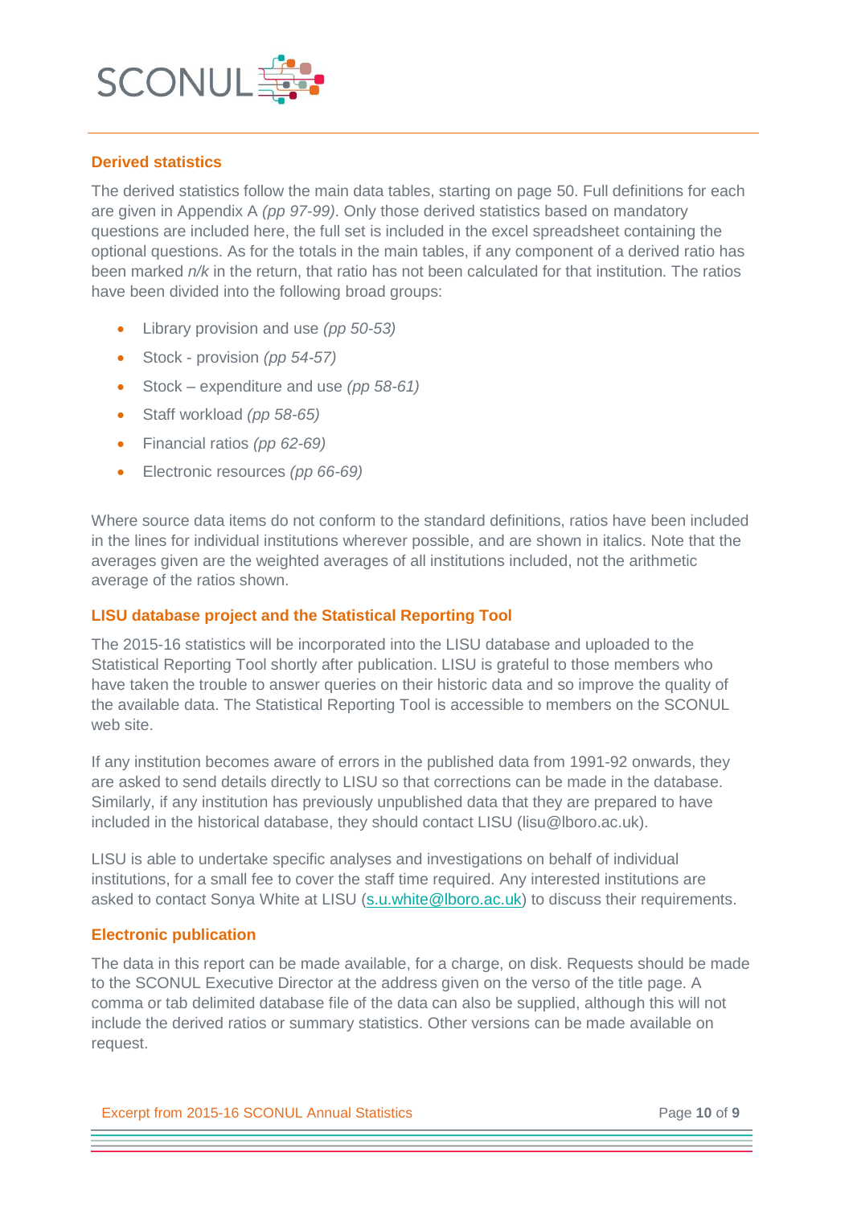## Derived statistics

The derived statistics follow the main data tables, starting on page 50. Full definitions for each are given in Appendix A *(pp 97-99)*. Only those derived statistics based on mandatory questions are included here, the full set is included in the excel spreadsheet containing the optional questions. As for the totals in the main tables, if any component of a derived ratio has been marked *n/k* in the return, that ratio has not been calculated for that institution. The ratios have been divided into the following broad groups:

- Library provision and use *(pp 50-53)*
- Stock - provision *(pp 54-57)*
- Stock – expenditure and use *(pp 58-61)*
- Staff workload *(pp 58-65)*
- Financial ratios *(pp 62-69)*
- Electronic resources *(pp 66-69)*

Where source data items do not conform to the standard definitions, ratios have been included in the lines for individual institutions wherever possible, and are shown in italics. Note that the averages given are the weighted averages of all institutions included, not the arithmetic average of the ratios shown.

## LISU database project and the Statistical Reporting Tool

The 2015-16 statistics will be incorporated into the LISU database and uploaded to the Statistical Reporting Tool shortly after publication. LISU is grateful to those members who have taken the trouble to answer queries on their historic data and so improve the quality of the available data. The Statistical Reporting Tool is accessible to members on the SCONUL web site.

If any institution becomes aware of errors in the published data from 1991-92 onwards, they are asked to send details directly to LISU so that corrections can be made in the database. Similarly, if any institution has previously unpublished data that they are prepared to have included in the historical database, they should contact LISU (lisu@lboro.ac.uk).

LISU is able to undertake specific analyses and investigations on behalf of individual institutions, for a small fee to cover the staff time required. Any interested institutions are asked to contact Sonya White at LISU (s.u.white@lboro.ac.uk) to discuss their requirements.

## Electronic publication

The data in this report can be made available, for a charge, on disk. Requests should be made to the SCONUL Executive Director at the address given on the verso of the title page. A comma or tab delimited database file of the data can also be supplied, although this will not include the derived ratios or summary statistics. Other versions can be made available on request.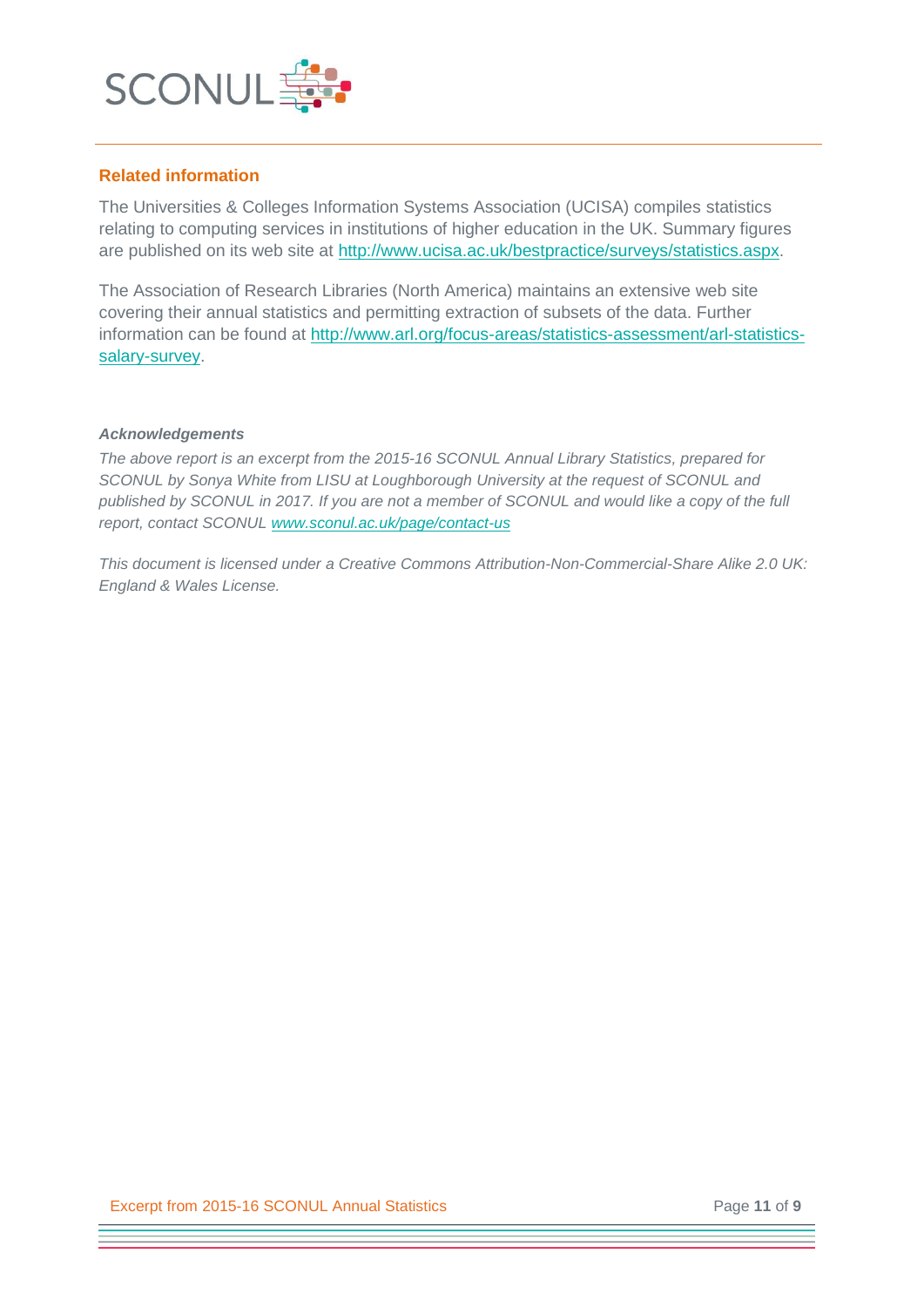## Related information

The Universities & Colleges Information Systems Association (UCISA) compiles statistics relating to computing services in institutions of higher education in the UK. Summary figures are published on its web site at http://www.ucisa.ac.uk/bestpractice/surveys/statistics.aspx.

The Association of Research Libraries (North America) maintains an extensive web site covering their annual statistics and permitting extraction of subsets of the data. Further information can be found at http://www.arl.org/focus-areas/statistics-assessment/arl-statistics-salary-survey.

***Acknowledgements***

*The above report is an excerpt from the 2015-16 SCONUL Annual Library Statistics, prepared for SCONUL by Sonya White from LISU at Loughborough University at the request of SCONUL and published by SCONUL in 2017. If you are not a member of SCONUL and would like a copy of the full report, contact SCONUL www.sconul.ac.uk/page/contact-us*

*This document is licensed under a Creative Commons Attribution-Non-Commercial-Share Alike 2.0 UK: England & Wales License.*